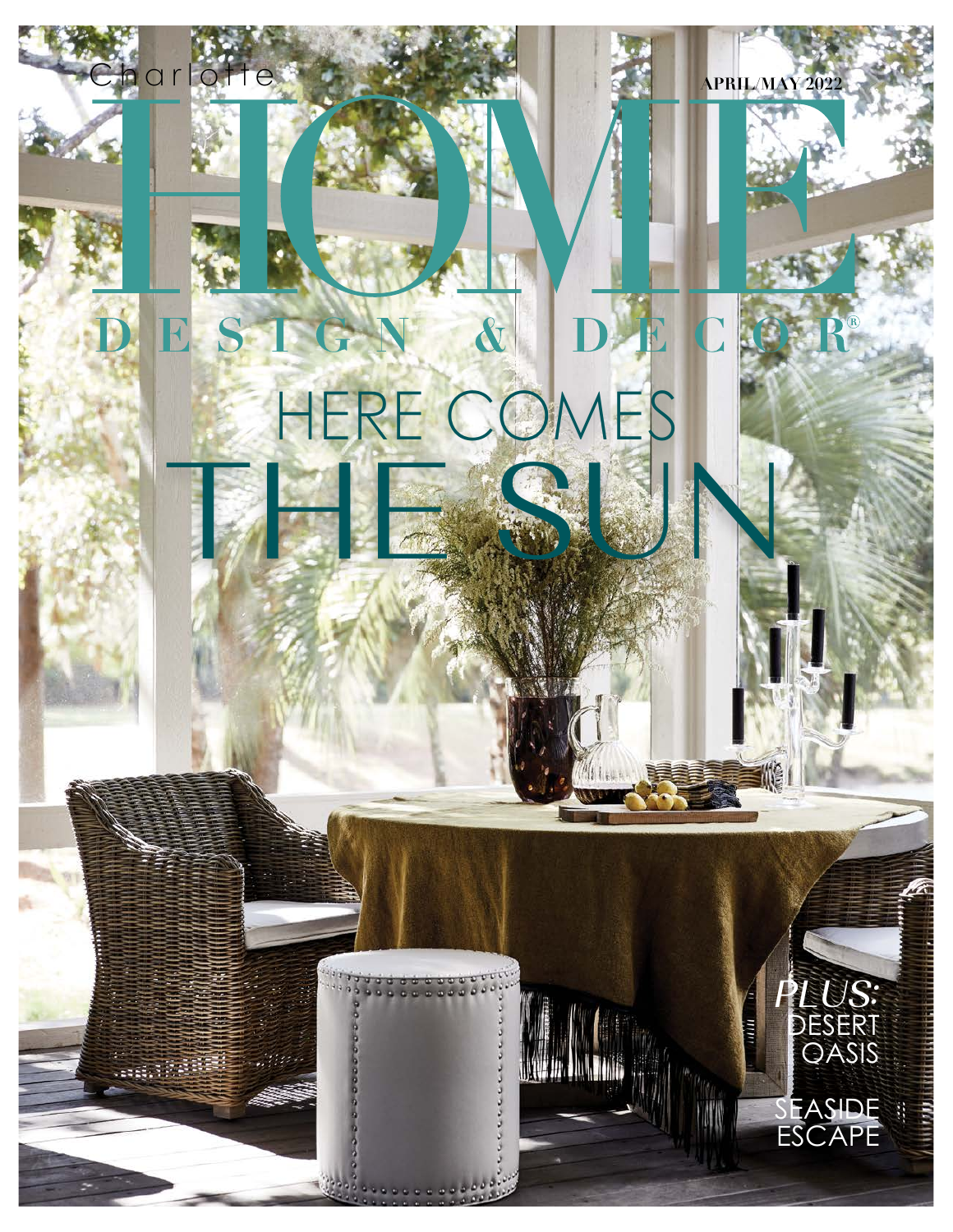Charlotte

# HOME

DESIGN & DECOR®

APRIL/MAY 2022

## HERE COMES THE SUN

*PLUS:*
DESERT OASIS

SEASIDE ESCAPE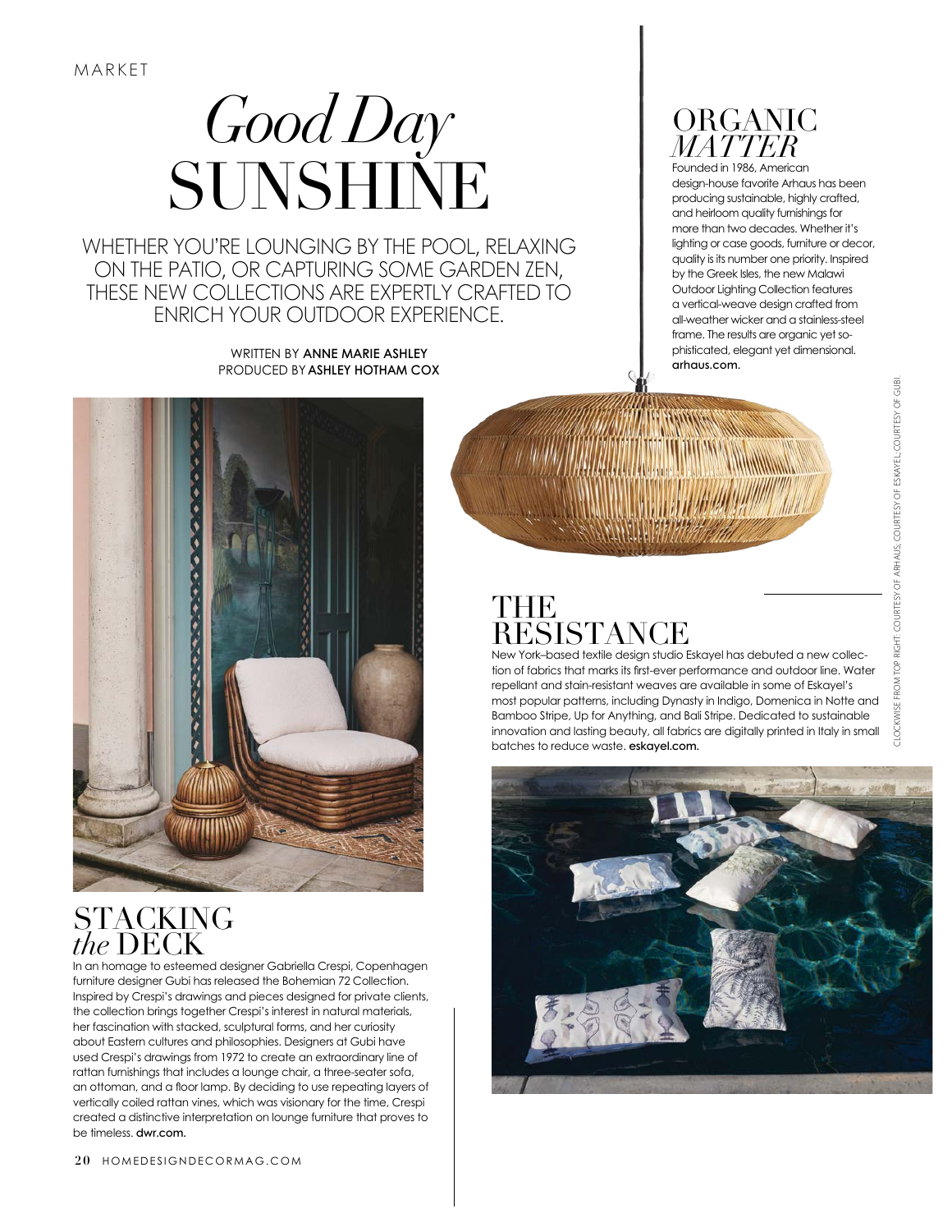MARKET

# *Good Day* SUNSHINE

WHETHER YOU'RE LOUNGING BY THE POOL, RELAXING ON THE PATIO, OR CAPTURING SOME GARDEN ZEN, THESE NEW COLLECTIONS ARE EXPERTLY CRAFTED TO ENRICH YOUR OUTDOOR EXPERIENCE.

WRITTEN BY **ANNE MARIE ASHLEY**
PRODUCED BY **ASHLEY HOTHAM COX**

## ORGANIC *MATTER*

Founded in 1986, American design-house favorite Arhaus has been producing sustainable, highly crafted, and heirloom quality furnishings for more than two decades. Whether it's lighting or case goods, furniture or decor, quality is its number one priority. Inspired by the Greek Isles, the new Malawi Outdoor Lighting Collection features a vertical-weave design crafted from all-weather wicker and a stainless-steel frame. The results are organic yet sophisticated, elegant yet dimensional. **arhaus.com.**

## THE RESISTANCE

New York–based textile design studio Eskayel has debuted a new collection of fabrics that marks its first-ever performance and outdoor line. Water repellant and stain-resistant weaves are available in some of Eskayel's most popular patterns, including Dynasty in Indigo, Domenica in Notte and Bamboo Stripe, Up for Anything, and Bali Stripe. Dedicated to sustainable innovation and lasting beauty, all fabrics are digitally printed in Italy in small batches to reduce waste. **eskayel.com.**

## STACKING *the* DECK

In an homage to esteemed designer Gabriella Crespi, Copenhagen furniture designer Gubi has released the Bohemian 72 Collection. Inspired by Crespi's drawings and pieces designed for private clients, the collection brings together Crespi's interest in natural materials, her fascination with stacked, sculptural forms, and her curiosity about Eastern cultures and philosophies. Designers at Gubi have used Crespi's drawings from 1972 to create an extraordinary line of rattan furnishings that includes a lounge chair, a three-seater sofa, an ottoman, and a floor lamp. By deciding to use repeating layers of vertically coiled rattan vines, which was visionary for the time, Crespi created a distinctive interpretation on lounge furniture that proves to be timeless. **dwr.com.**

CLOCKWISE FROM TOP RIGHT: COURTESY OF ARHAUS; COURTESY OF ESKAYEL; COURTESY OF GUBI.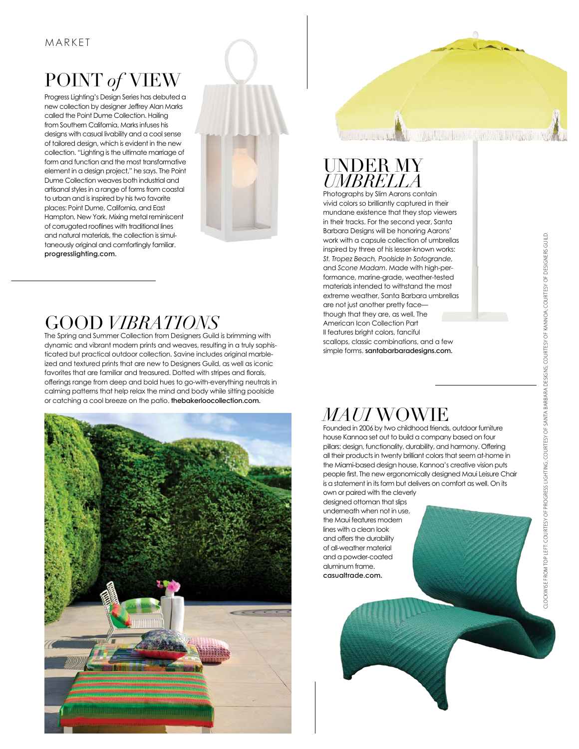MARKET

# POINT *of* VIEW

Progress Lighting's Design Series has debuted a new collection by designer Jeffrey Alan Marks called the Point Dume Collection. Hailing from Southern California, Marks infuses his designs with casual livability and a cool sense of tailored design, which is evident in the new collection. "Lighting is the ultimate marriage of form and function and the most transformative element in a design project," he says. The Point Dume Collection weaves both industrial and artisanal styles in a range of forms from coastal to urban and is inspired by his two favorite places: Point Dume, California, and East Hampton, New York. Mixing metal reminiscent of corrugated rooflines with traditional lines and natural materials, the collection is simultaneously original and comfortingly familiar. **progresslighting.com.**

# GOOD *VIBRATIONS*

The Spring and Summer Collection from Designers Guild is brimming with dynamic and vibrant modern prints and weaves, resulting in a truly sophisticated but practical outdoor collection. Savine includes original marbleized and textured prints that are new to Designers Guild, as well as iconic favorites that are familiar and treasured. Dotted with stripes and florals, offerings range from deep and bold hues to go-with-everything neutrals in calming patterns that help relax the mind and body while sitting poolside or catching a cool breeze on the patio. **thebakerloocollection.com.**

# UNDER MY *UMBRELLA*

Photographs by Slim Aarons contain vivid colors so brilliantly captured in their mundane existence that they stop viewers in their tracks. For the second year, Santa Barbara Designs will be honoring Aarons' work with a capsule collection of umbrellas inspired by three of his lesser-known works: *St. Tropez Beach, Poolside In Sotogrande*, and *Scone Madam*. Made with high-performance, marine-grade, weather-tested materials intended to withstand the most extreme weather, Santa Barbara umbrellas are not just another pretty face—though that they are, as well. The American Icon Collection Part II features bright colors, fanciful scallops, classic combinations, and a few simple forms. **santabarbaradesigns.com.**

# *MAUI* WOWIE

Founded in 2006 by two childhood friends, outdoor furniture house Kannoa set out to build a company based on four pillars: design, functionality, durability, and harmony. Offering all their products in twenty brilliant colors that seem at-home in the Miami-based design house, Kannoa's creative vision puts people first. The new ergonomically designed Maui Leisure Chair is a statement in its form but delivers on comfort as well. On its own or paired with the cleverly designed ottoman that slips underneath when not in use, the Maui features modern lines with a clean look and offers the durability of all-weather material and a powder-coated aluminum frame. **casualtrade.com.**

CLOCKWISE FROM TOP LEFT: COURTESY OF PROGRESS LIGHTING; COURTESY OF SANTA BARBARA DESIGNS; COURTESY OF KANNOA; COURTESY OF DESIGNERS GUILD.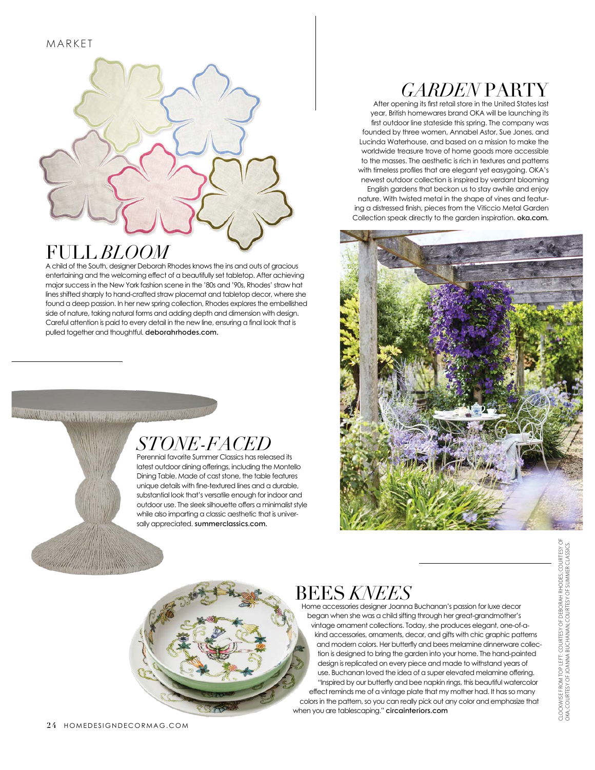MARKET

## FULL *BLOOM*

A child of the South, designer Deborah Rhodes knows the ins and outs of gracious entertaining and the welcoming effect of a beautifully set tabletop. After achieving major success in the New York fashion scene in the '80s and '90s, Rhodes' straw hat lines shifted sharply to hand-crafted straw placemat and tabletop decor, where she found a deep passion. In her new spring collection, Rhodes explores the embellished side of nature, taking natural forms and adding depth and dimension with design. Careful attention is paid to every detail in the new line, ensuring a final look that is pulled together and thoughtful. **deborahrhodes.com.**

## *GARDEN* PARTY

After opening its first retail store in the United States last year, British homewares brand OKA will be launching its first outdoor line stateside this spring. The company was founded by three women, Annabel Astor, Sue Jones, and Lucinda Waterhouse, and based on a mission to make the worldwide treasure trove of home goods more accessible to the masses. The aesthetic is rich in textures and patterns with timeless profiles that are elegant yet easygoing. OKA's newest outdoor collection is inspired by verdant blooming English gardens that beckon us to stay awhile and enjoy nature. With twisted metal in the shape of vines and featuring a distressed finish, pieces from the Viticcio Metal Garden Collection speak directly to the garden inspiration. **oka.com.**

## *STONE-FACED*

Perennial favorite Summer Classics has released its latest outdoor dining offerings, including the Montello Dining Table. Made of cast stone, the table features unique details with fine-textured lines and a durable, substantial look that's versatile enough for indoor and outdoor use. The sleek silhouette offers a minimalist style while also imparting a classic aesthetic that is universally appreciated. **summerclassics.com.**

## BEES *KNEES*

Home accessories designer Joanna Buchanan's passion for luxe decor began when she was a child sifting through her great-grandmother's vintage ornament collections. Today, she produces elegant, one-of-a-kind accessories, ornaments, decor, and gifts with chic graphic patterns and modern colors. Her butterfly and bees melamine dinnerware collection is designed to bring the garden into your home. The hand-painted design is replicated on every piece and made to withstand years of use. Buchanan loved the idea of a super elevated melamine offering. "Inspired by our butterfly and bee napkin rings, this beautiful watercolor effect reminds me of a vintage plate that my mother had. It has so many colors in the pattern, so you can really pick out any color and emphasize that when you are tablescaping." **circainteriors.com**

CLOCKWISE FROM TOP LEFT: COURTESY OF DEBORAH RHODES; COURTESY OF OKA; COURTESY OF JOANNA BUCHANAN; COURTESY OF SUMMER CLASSICS.